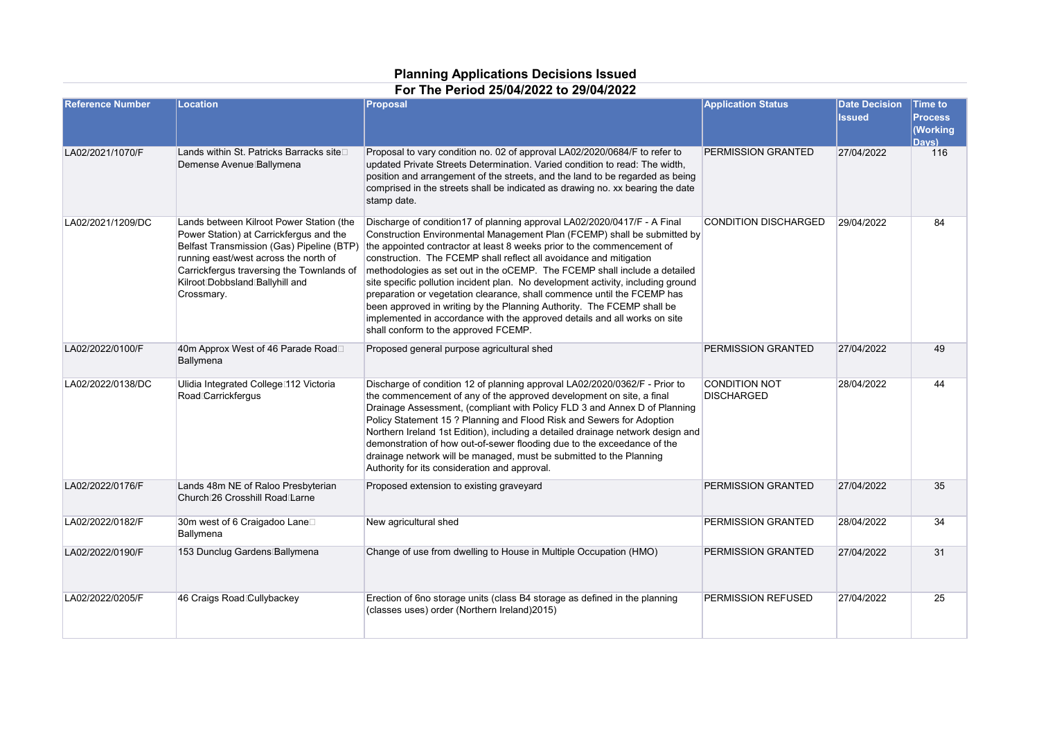## Planning Applications Decisions Issued

## For The Period 25/04/2022 to 29/04/2022

| Reference Number | Location | Proposal | Application Status | Date Decision Issued | Time to Process (Working Days) |
|---|---|---|---|---|---|
| LA02/2021/1070/F | Lands within St. Patricks Barracks site Demense Avenue Ballymena | Proposal to vary condition no. 02 of approval LA02/2020/0684/F to refer to updated Private Streets Determination. Varied condition to read: The width, position and arrangement of the streets, and the land to be regarded as being comprised in the streets shall be indicated as drawing no. xx bearing the date stamp date. | PERMISSION GRANTED | 27/04/2022 | 116 |
| LA02/2021/1209/DC | Lands between Kilroot Power Station (the Power Station) at Carrickfergus and the Belfast Transmission (Gas) Pipeline (BTP) running east/west across the north of Carrickfergus traversing the Townlands of Kilroot Dobbsland Ballyhill and Crossmary. | Discharge of condition17 of planning approval LA02/2020/0417/F - A Final Construction Environmental Management Plan (FCEMP) shall be submitted by the appointed contractor at least 8 weeks prior to the commencement of construction. The FCEMP shall reflect all avoidance and mitigation methodologies as set out in the oCEMP. The FCEMP shall include a detailed site specific pollution incident plan. No development activity, including ground preparation or vegetation clearance, shall commence until the FCEMP has been approved in writing by the Planning Authority. The FCEMP shall be implemented in accordance with the approved details and all works on site shall conform to the approved FCEMP. | CONDITION DISCHARGED | 29/04/2022 | 84 |
| LA02/2022/0100/F | 40m Approx West of 46 Parade Road Ballymena | Proposed general purpose agricultural shed | PERMISSION GRANTED | 27/04/2022 | 49 |
| LA02/2022/0138/DC | Ulidia Integrated College 112 Victoria Road Carrickfergus | Discharge of condition 12 of planning approval LA02/2020/0362/F - Prior to the commencement of any of the approved development on site, a final Drainage Assessment, (compliant with Policy FLD 3 and Annex D of Planning Policy Statement 15 ? Planning and Flood Risk and Sewers for Adoption Northern Ireland 1st Edition), including a detailed drainage network design and demonstration of how out-of-sewer flooding due to the exceedance of the drainage network will be managed, must be submitted to the Planning Authority for its consideration and approval. | CONDITION NOT DISCHARGED | 28/04/2022 | 44 |
| LA02/2022/0176/F | Lands 48m NE of Raloo Presbyterian Church 26 Crosshill Road Larne | Proposed extension to existing graveyard | PERMISSION GRANTED | 27/04/2022 | 35 |
| LA02/2022/0182/F | 30m west of 6 Craigadoo Lane Ballymena | New agricultural shed | PERMISSION GRANTED | 28/04/2022 | 34 |
| LA02/2022/0190/F | 153 Dunclug Gardens Ballymena | Change of use from dwelling to House in Multiple Occupation (HMO) | PERMISSION GRANTED | 27/04/2022 | 31 |
| LA02/2022/0205/F | 46 Craigs Road Cullybackey | Erection of 6no storage units (class B4 storage as defined in the planning (classes uses) order (Northern Ireland)2015) | PERMISSION REFUSED | 27/04/2022 | 25 |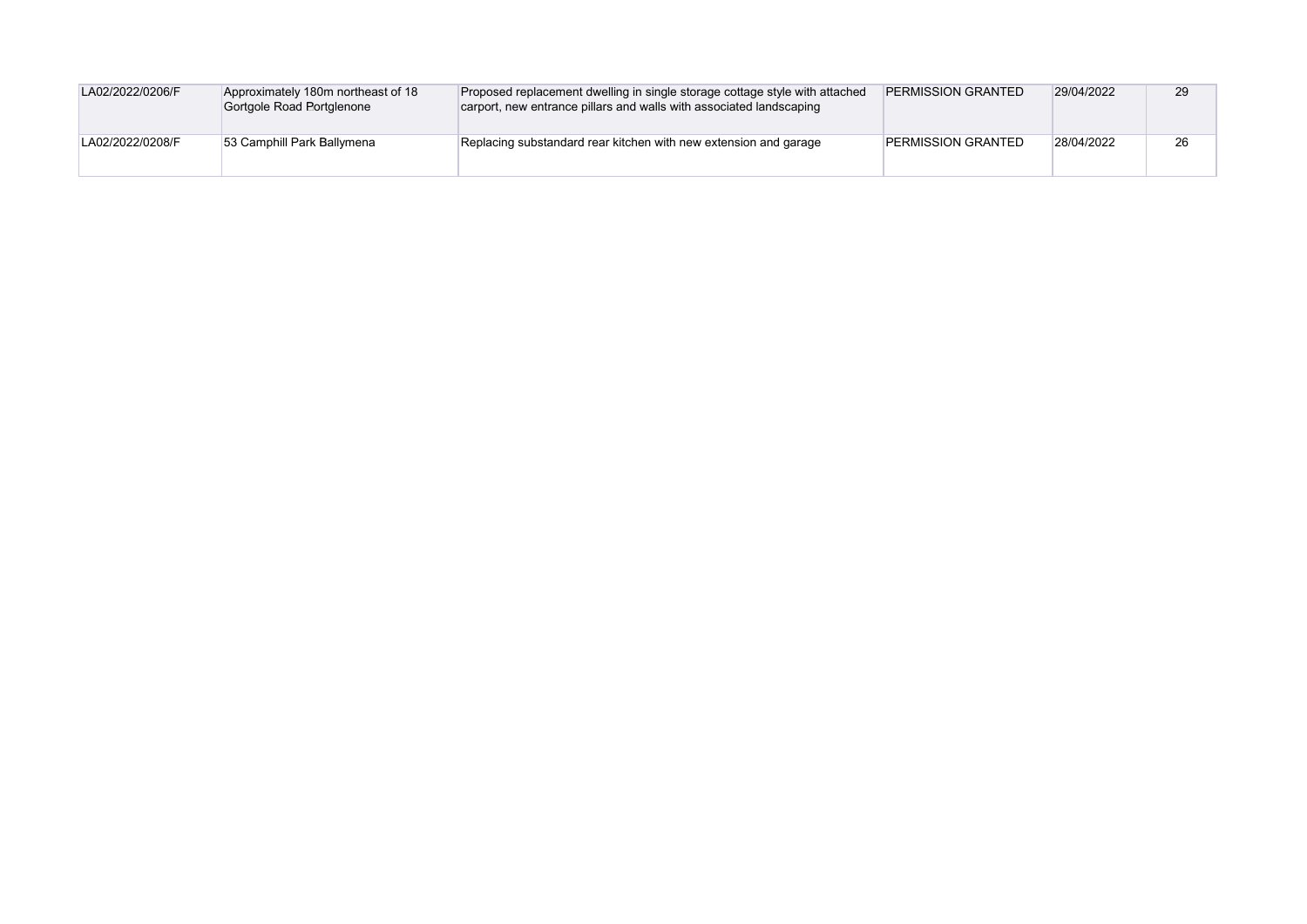| | | | | | |
|---|---|---|---|---|---|
| LA02/2022/0206/F | Approximately 180m northeast of 18 Gortgole Road Portglenone | Proposed replacement dwelling in single storage cottage style with attached carport, new entrance pillars and walls with associated landscaping | PERMISSION GRANTED | 29/04/2022 | 29 |
| LA02/2022/0208/F | 53 Camphill Park Ballymena | Replacing substandard rear kitchen with new extension and garage | PERMISSION GRANTED | 28/04/2022 | 26 |